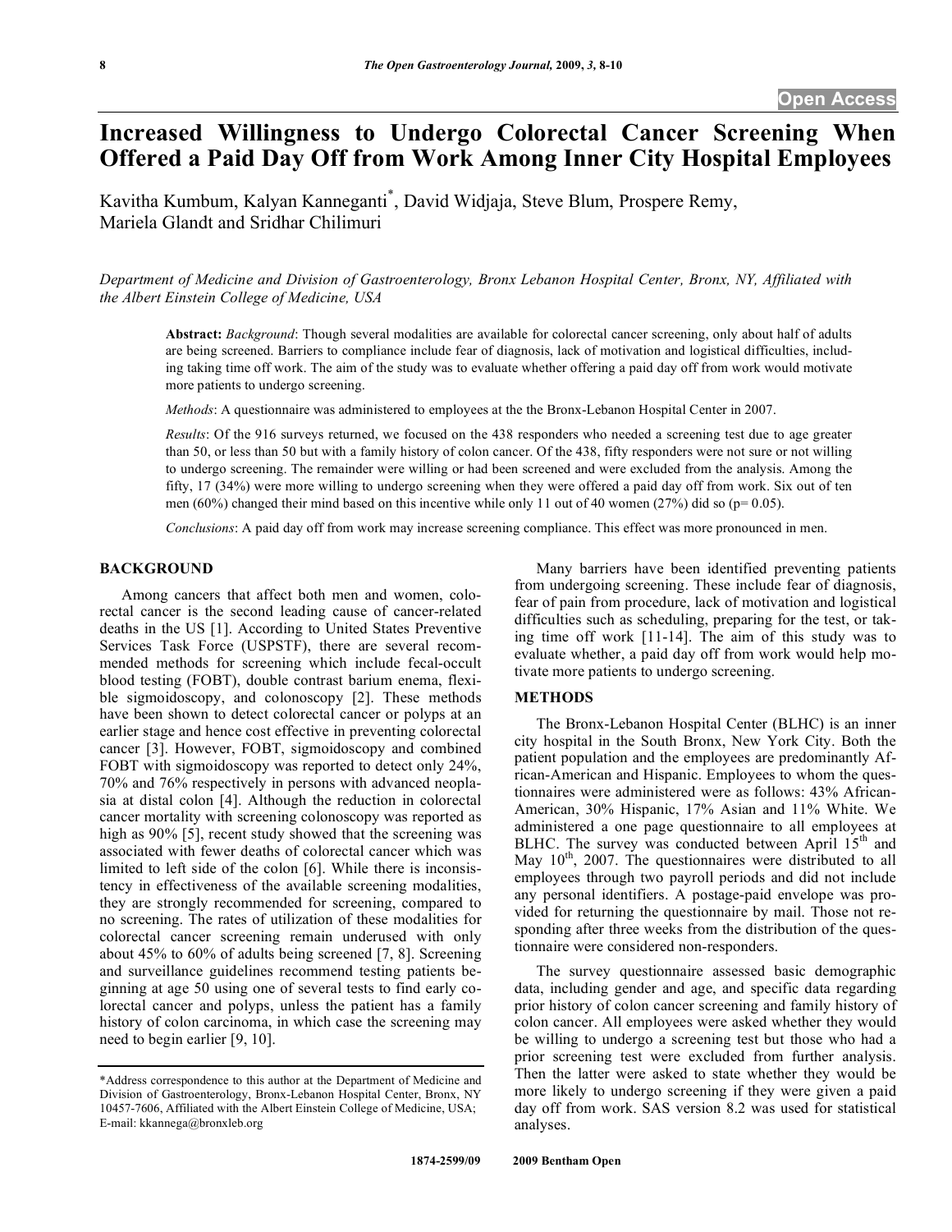Open Access

# Increased Willingness to Undergo Colorectal Cancer Screening When Offered a Paid Day Off from Work Among Inner City Hospital Employees

Kavitha Kumbum, Kalyan Kanneganti*, David Widjaja, Steve Blum, Prospere Remy, Mariela Glandt and Sridhar Chilimuri

*Department of Medicine and Division of Gastroenterology, Bronx Lebanon Hospital Center, Bronx, NY, Affiliated with the Albert Einstein College of Medicine, USA*

**Abstract:** *Background*: Though several modalities are available for colorectal cancer screening, only about half of adults are being screened. Barriers to compliance include fear of diagnosis, lack of motivation and logistical difficulties, including taking time off work. The aim of the study was to evaluate whether offering a paid day off from work would motivate more patients to undergo screening.

*Methods*: A questionnaire was administered to employees at the the Bronx-Lebanon Hospital Center in 2007.

*Results*: Of the 916 surveys returned, we focused on the 438 responders who needed a screening test due to age greater than 50, or less than 50 but with a family history of colon cancer. Of the 438, fifty responders were not sure or not willing to undergo screening. The remainder were willing or had been screened and were excluded from the analysis. Among the fifty, 17 (34%) were more willing to undergo screening when they were offered a paid day off from work. Six out of ten men (60%) changed their mind based on this incentive while only 11 out of 40 women (27%) did so ($p = 0.05$).

*Conclusions*: A paid day off from work may increase screening compliance. This effect was more pronounced in men.

## BACKGROUND

Among cancers that affect both men and women, colorectal cancer is the second leading cause of cancer-related deaths in the US [1]. According to United States Preventive Services Task Force (USPSTF), there are several recommended methods for screening which include fecal-occult blood testing (FOBT), double contrast barium enema, flexible sigmoidoscopy, and colonoscopy [2]. These methods have been shown to detect colorectal cancer or polyps at an earlier stage and hence cost effective in preventing colorectal cancer [3]. However, FOBT, sigmoidoscopy and combined FOBT with sigmoidoscopy was reported to detect only 24%, 70% and 76% respectively in persons with advanced neoplasia at distal colon [4]. Although the reduction in colorectal cancer mortality with screening colonoscopy was reported as high as 90% [5], recent study showed that the screening was associated with fewer deaths of colorectal cancer which was limited to left side of the colon [6]. While there is inconsistency in effectiveness of the available screening modalities, they are strongly recommended for screening, compared to no screening. The rates of utilization of these modalities for colorectal cancer screening remain underused with only about 45% to 60% of adults being screened [7, 8]. Screening and surveillance guidelines recommend testing patients beginning at age 50 using one of several tests to find early colorectal cancer and polyps, unless the patient has a family history of colon carcinoma, in which case the screening may need to begin earlier [9, 10].

Many barriers have been identified preventing patients from undergoing screening. These include fear of diagnosis, fear of pain from procedure, lack of motivation and logistical difficulties such as scheduling, preparing for the test, or taking time off work [11-14]. The aim of this study was to evaluate whether, a paid day off from work would help motivate more patients to undergo screening.

## METHODS

The Bronx-Lebanon Hospital Center (BLHC) is an inner city hospital in the South Bronx, New York City. Both the patient population and the employees are predominantly African-American and Hispanic. Employees to whom the questionnaires were administered were as follows: 43% African-American, 30% Hispanic, 17% Asian and 11% White. We administered a one page questionnaire to all employees at BLHC. The survey was conducted between April 15th and May 10th, 2007. The questionnaires were distributed to all employees through two payroll periods and did not include any personal identifiers. A postage-paid envelope was provided for returning the questionnaire by mail. Those not responding after three weeks from the distribution of the questionnaire were considered non-responders.

The survey questionnaire assessed basic demographic data, including gender and age, and specific data regarding prior history of colon cancer screening and family history of colon cancer. All employees were asked whether they would be willing to undergo a screening test but those who had a prior screening test were excluded from further analysis. Then the latter were asked to state whether they would be more likely to undergo screening if they were given a paid day off from work. SAS version 8.2 was used for statistical analyses.

*Address correspondence to this author at the Department of Medicine and Division of Gastroenterology, Bronx-Lebanon Hospital Center, Bronx, NY 10457-7606, Affiliated with the Albert Einstein College of Medicine, USA; E-mail: kkannega@bronxleb.org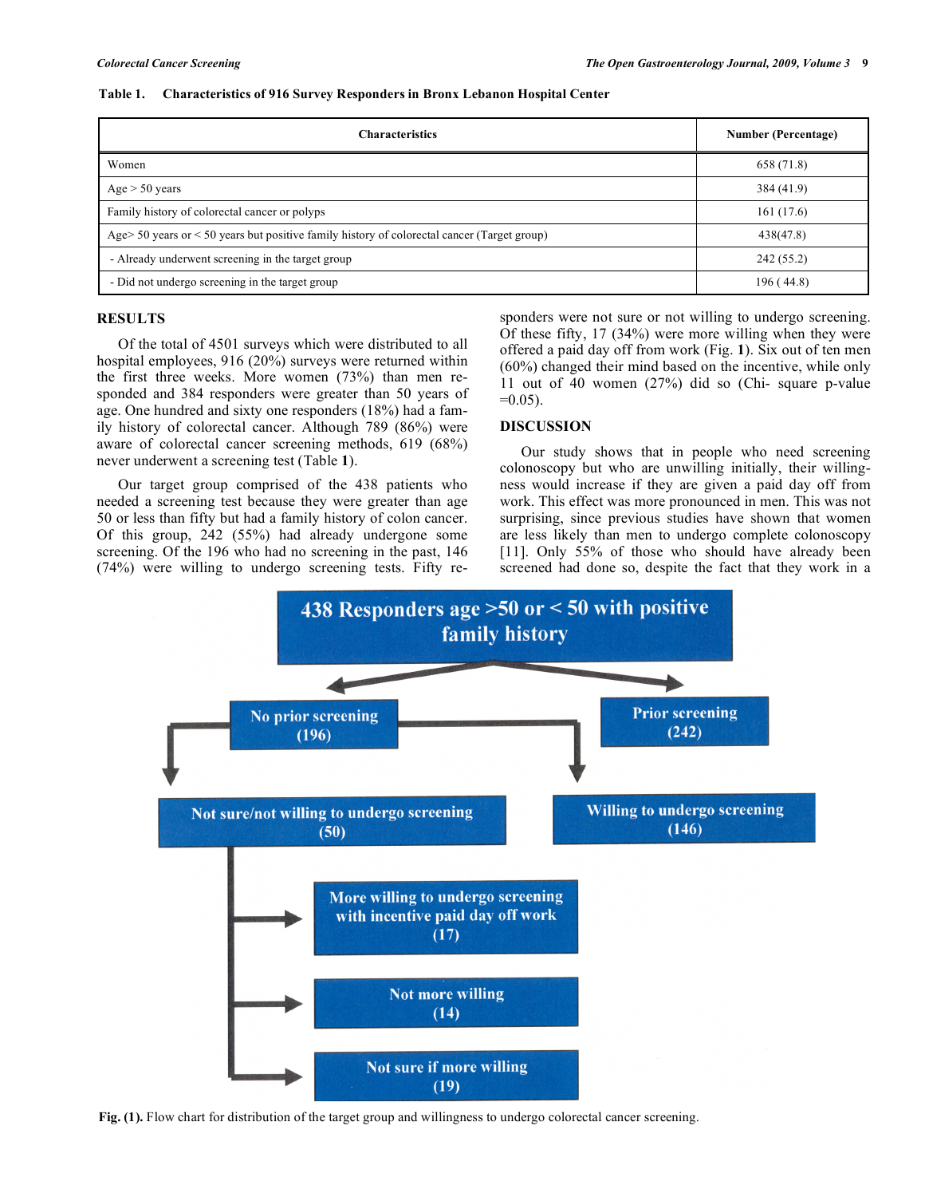**Table 1. Characteristics of 916 Survey Responders in Bronx Lebanon Hospital Center**

| Characteristics | Number (Percentage) |
|---|---|
| Women | 658 (71.8) |
| Age > 50 years | 384 (41.9) |
| Family history of colorectal cancer or polyps | 161 (17.6) |
| Age> 50 years or < 50 years but positive family history of colorectal cancer (Target group) | 438(47.8) |
| - Already underwent screening in the target group | 242 (55.2) |
| - Did not undergo screening in the target group | 196 ( 44.8) |

## RESULTS

Of the total of 4501 surveys which were distributed to all hospital employees, 916 (20%) surveys were returned within the first three weeks. More women (73%) than men responded and 384 responders were greater than 50 years of age. One hundred and sixty one responders (18%) had a family history of colorectal cancer. Although 789 (86%) were aware of colorectal cancer screening methods, 619 (68%) never underwent a screening test (Table **1**).

Our target group comprised of the 438 patients who needed a screening test because they were greater than age 50 or less than fifty but had a family history of colon cancer. Of this group, 242 (55%) had already undergone some screening. Of the 196 who had no screening in the past, 146 (74%) were willing to undergo screening tests. Fifty responders were not sure or not willing to undergo screening. Of these fifty, 17 (34%) were more willing when they were offered a paid day off from work (Fig. **1**). Six out of ten men (60%) changed their mind based on the incentive, while only 11 out of 40 women (27%) did so (Chi- square p-value =0.05).

## DISCUSSION

Our study shows that in people who need screening colonoscopy but who are unwilling initially, their willingness would increase if they are given a paid day off from work. This effect was more pronounced in men. This was not surprising, since previous studies have shown that women are less likely than men to undergo complete colonoscopy [11]. Only 55% of those who should have already been screened had done so, despite the fact that they work in a

**Fig. (1).** Flow chart for distribution of the target group and willingness to undergo colorectal cancer screening.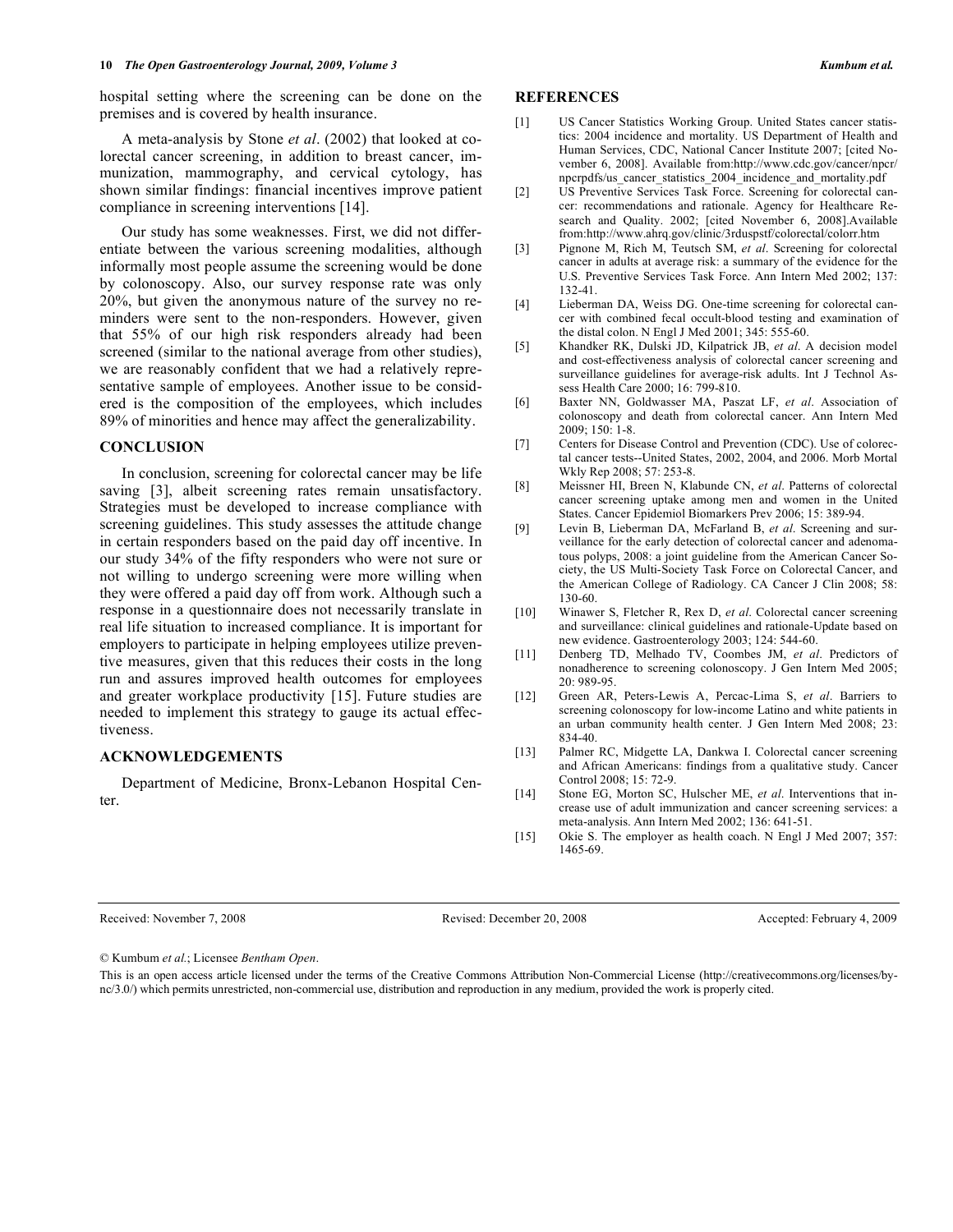hospital setting where the screening can be done on the premises and is covered by health insurance.

A meta-analysis by Stone *et al*. (2002) that looked at colorectal cancer screening, in addition to breast cancer, immunization, mammography, and cervical cytology, has shown similar findings: financial incentives improve patient compliance in screening interventions [14].

Our study has some weaknesses. First, we did not differentiate between the various screening modalities, although informally most people assume the screening would be done by colonoscopy. Also, our survey response rate was only 20%, but given the anonymous nature of the survey no reminders were sent to the non-responders. However, given that 55% of our high risk responders already had been screened (similar to the national average from other studies), we are reasonably confident that we had a relatively representative sample of employees. Another issue to be considered is the composition of the employees, which includes 89% of minorities and hence may affect the generalizability.

## CONCLUSION

In conclusion, screening for colorectal cancer may be life saving [3], albeit screening rates remain unsatisfactory. Strategies must be developed to increase compliance with screening guidelines. This study assesses the attitude change in certain responders based on the paid day off incentive. In our study 34% of the fifty responders who were not sure or not willing to undergo screening were more willing when they were offered a paid day off from work. Although such a response in a questionnaire does not necessarily translate in real life situation to increased compliance. It is important for employers to participate in helping employees utilize preventive measures, given that this reduces their costs in the long run and assures improved health outcomes for employees and greater workplace productivity [15]. Future studies are needed to implement this strategy to gauge its actual effectiveness.

## ACKNOWLEDGEMENTS

Department of Medicine, Bronx-Lebanon Hospital Center.

## REFERENCES

[1] US Cancer Statistics Working Group. United States cancer statistics: 2004 incidence and mortality. US Department of Health and Human Services, CDC, National Cancer Institute 2007; [cited November 6, 2008]. Available from:http://www.cdc.gov/cancer/npcr/npcrpdfs/us_cancer_statistics_2004_incidence_and_mortality.pdf

[2] US Preventive Services Task Force. Screening for colorectal cancer: recommendations and rationale. Agency for Healthcare Research and Quality. 2002; [cited November 6, 2008].Available from:http://www.ahrq.gov/clinic/3rduspstf/colorectal/colorr.htm

[3] Pignone M, Rich M, Teutsch SM, *et al*. Screening for colorectal cancer in adults at average risk: a summary of the evidence for the U.S. Preventive Services Task Force. Ann Intern Med 2002; 137: 132-41.

[4] Lieberman DA, Weiss DG. One-time screening for colorectal cancer with combined fecal occult-blood testing and examination of the distal colon. N Engl J Med 2001; 345: 555-60.

[5] Khandker RK, Dulski JD, Kilpatrick JB, *et al*. A decision model and cost-effectiveness analysis of colorectal cancer screening and surveillance guidelines for average-risk adults. Int J Technol Assess Health Care 2000; 16: 799-810.

[6] Baxter NN, Goldwasser MA, Paszat LF, *et al*. Association of colonoscopy and death from colorectal cancer. Ann Intern Med 2009; 150: 1-8.

[7] Centers for Disease Control and Prevention (CDC). Use of colorectal cancer tests--United States, 2002, 2004, and 2006. Morb Mortal Wkly Rep 2008; 57: 253-8.

[8] Meissner HI, Breen N, Klabunde CN, *et al*. Patterns of colorectal cancer screening uptake among men and women in the United States. Cancer Epidemiol Biomarkers Prev 2006; 15: 389-94.

[9] Levin B, Lieberman DA, McFarland B, *et al*. Screening and surveillance for the early detection of colorectal cancer and adenomatous polyps, 2008: a joint guideline from the American Cancer Society, the US Multi-Society Task Force on Colorectal Cancer, and the American College of Radiology. CA Cancer J Clin 2008; 58: 130-60.

[10] Winawer S, Fletcher R, Rex D, *et al*. Colorectal cancer screening and surveillance: clinical guidelines and rationale-Update based on new evidence. Gastroenterology 2003; 124: 544-60.

[11] Denberg TD, Melhado TV, Coombes JM, *et al*. Predictors of nonadherence to screening colonoscopy. J Gen Intern Med 2005; 20: 989-95.

[12] Green AR, Peters-Lewis A, Percac-Lima S, *et al*. Barriers to screening colonoscopy for low-income Latino and white patients in an urban community health center. J Gen Intern Med 2008; 23: 834-40.

[13] Palmer RC, Midgette LA, Dankwa I. Colorectal cancer screening and African Americans: findings from a qualitative study. Cancer Control 2008; 15: 72-9.

[14] Stone EG, Morton SC, Hulscher ME, *et al*. Interventions that increase use of adult immunization and cancer screening services: a meta-analysis. Ann Intern Med 2002; 136: 641-51.

[15] Okie S. The employer as health coach. N Engl J Med 2007; 357: 1465-69.

Received: November 7, 2008 Revised: December 20, 2008 Accepted: February 4, 2009

© Kumbum *et al*.; Licensee *Bentham Open*.

This is an open access article licensed under the terms of the Creative Commons Attribution Non-Commercial License (http://creativecommons.org/licenses/by-nc/3.0/) which permits unrestricted, non-commercial use, distribution and reproduction in any medium, provided the work is properly cited.